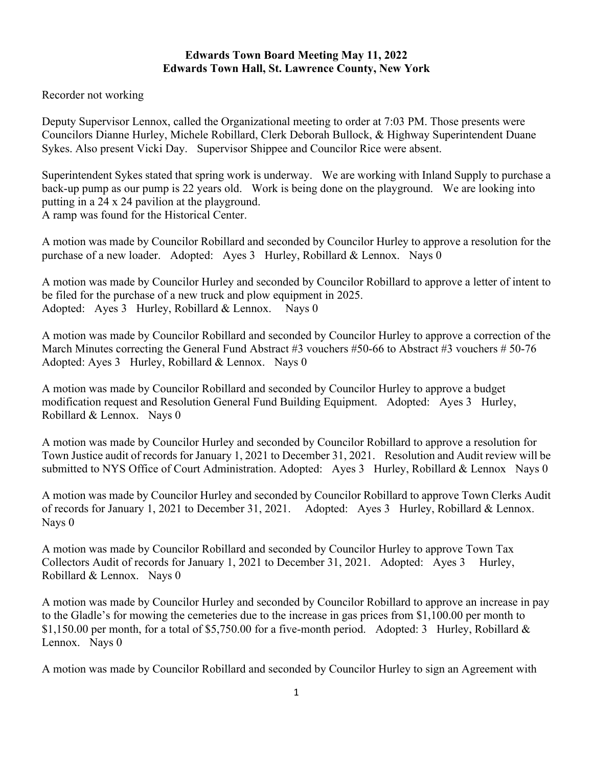**Edwards Town Board Meeting May 11, 2022**
**Edwards Town Hall, St. Lawrence County, New York**

Recorder not working

Deputy Supervisor Lennox, called the Organizational meeting to order at 7:03 PM. Those presents were Councilors Dianne Hurley, Michele Robillard, Clerk Deborah Bullock, & Highway Superintendent Duane Sykes. Also present Vicki Day. Supervisor Shippee and Councilor Rice were absent.

Superintendent Sykes stated that spring work is underway. We are working with Inland Supply to purchase a back-up pump as our pump is 22 years old. Work is being done on the playground. We are looking into putting in a 24 x 24 pavilion at the playground.
A ramp was found for the Historical Center.

A motion was made by Councilor Robillard and seconded by Councilor Hurley to approve a resolution for the purchase of a new loader. Adopted: Ayes 3 Hurley, Robillard & Lennox. Nays 0

A motion was made by Councilor Hurley and seconded by Councilor Robillard to approve a letter of intent to be filed for the purchase of a new truck and plow equipment in 2025.
Adopted: Ayes 3 Hurley, Robillard & Lennox. Nays 0

A motion was made by Councilor Robillard and seconded by Councilor Hurley to approve a correction of the March Minutes correcting the General Fund Abstract #3 vouchers #50-66 to Abstract #3 vouchers # 50-76
Adopted: Ayes 3 Hurley, Robillard & Lennox. Nays 0

A motion was made by Councilor Robillard and seconded by Councilor Hurley to approve a budget modification request and Resolution General Fund Building Equipment. Adopted: Ayes 3 Hurley, Robillard & Lennox. Nays 0

A motion was made by Councilor Hurley and seconded by Councilor Robillard to approve a resolution for Town Justice audit of records for January 1, 2021 to December 31, 2021. Resolution and Audit review will be submitted to NYS Office of Court Administration. Adopted: Ayes 3 Hurley, Robillard & Lennox Nays 0

A motion was made by Councilor Hurley and seconded by Councilor Robillard to approve Town Clerks Audit of records for January 1, 2021 to December 31, 2021. Adopted: Ayes 3 Hurley, Robillard & Lennox. Nays 0

A motion was made by Councilor Robillard and seconded by Councilor Hurley to approve Town Tax Collectors Audit of records for January 1, 2021 to December 31, 2021. Adopted: Ayes 3 Hurley, Robillard & Lennox. Nays 0

A motion was made by Councilor Hurley and seconded by Councilor Robillard to approve an increase in pay to the Gladle's for mowing the cemeteries due to the increase in gas prices from $1,100.00 per month to $1,150.00 per month, for a total of $5,750.00 for a five-month period. Adopted: 3 Hurley, Robillard & Lennox. Nays 0

A motion was made by Councilor Robillard and seconded by Councilor Hurley to sign an Agreement with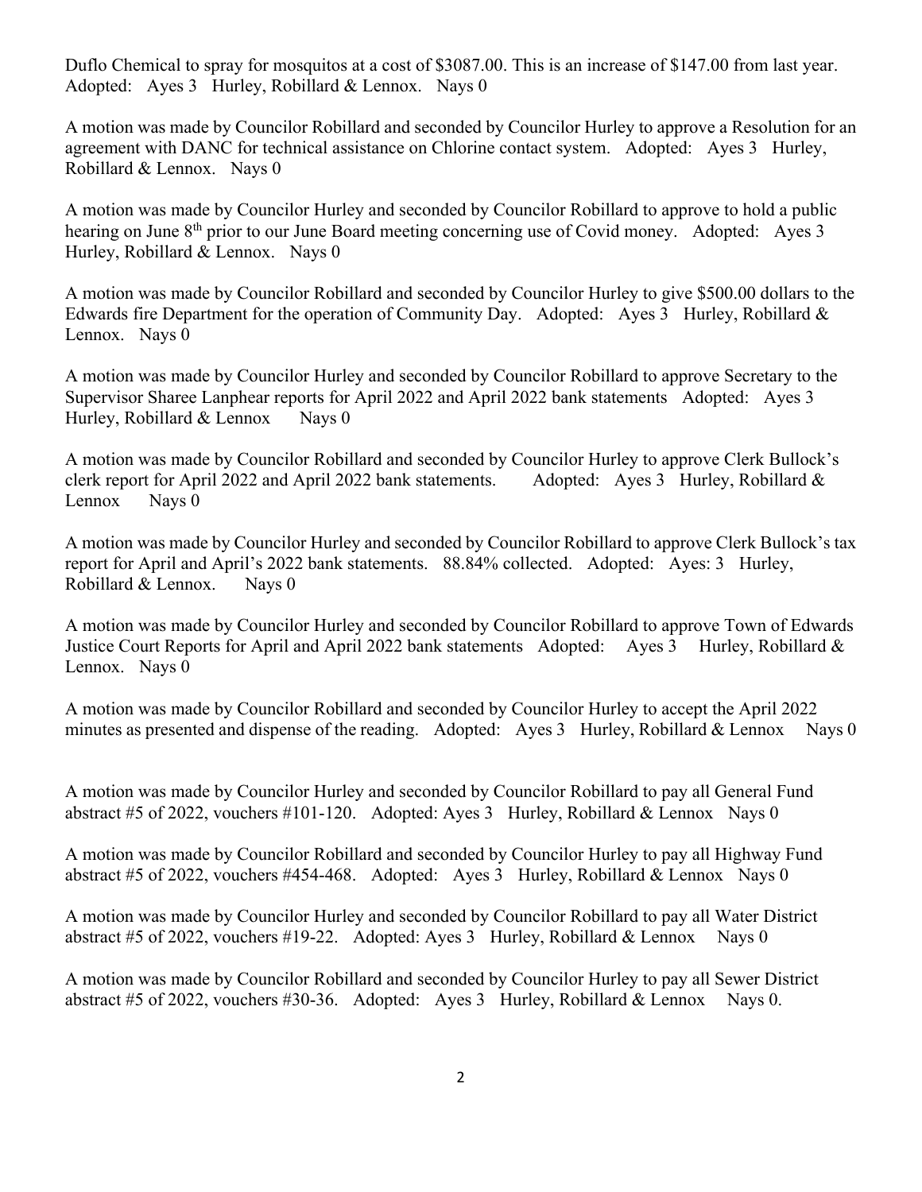Duflo Chemical to spray for mosquitos at a cost of $3087.00. This is an increase of $147.00 from last year. Adopted: Ayes 3 Hurley, Robillard & Lennox. Nays 0

A motion was made by Councilor Robillard and seconded by Councilor Hurley to approve a Resolution for an agreement with DANC for technical assistance on Chlorine contact system. Adopted: Ayes 3 Hurley, Robillard & Lennox. Nays 0

A motion was made by Councilor Hurley and seconded by Councilor Robillard to approve to hold a public hearing on June 8th prior to our June Board meeting concerning use of Covid money. Adopted: Ayes 3 Hurley, Robillard & Lennox. Nays 0

A motion was made by Councilor Robillard and seconded by Councilor Hurley to give $500.00 dollars to the Edwards fire Department for the operation of Community Day. Adopted: Ayes 3 Hurley, Robillard & Lennox. Nays 0

A motion was made by Councilor Hurley and seconded by Councilor Robillard to approve Secretary to the Supervisor Sharee Lanphear reports for April 2022 and April 2022 bank statements Adopted: Ayes 3 Hurley, Robillard & Lennox Nays 0

A motion was made by Councilor Robillard and seconded by Councilor Hurley to approve Clerk Bullock's clerk report for April 2022 and April 2022 bank statements. Adopted: Ayes 3 Hurley, Robillard & Lennox Nays 0

A motion was made by Councilor Hurley and seconded by Councilor Robillard to approve Clerk Bullock's tax report for April and April's 2022 bank statements. 88.84% collected. Adopted: Ayes: 3 Hurley, Robillard & Lennox. Nays 0

A motion was made by Councilor Hurley and seconded by Councilor Robillard to approve Town of Edwards Justice Court Reports for April and April 2022 bank statements Adopted: Ayes 3 Hurley, Robillard & Lennox. Nays 0

A motion was made by Councilor Robillard and seconded by Councilor Hurley to accept the April 2022 minutes as presented and dispense of the reading. Adopted: Ayes 3 Hurley, Robillard & Lennox Nays 0

A motion was made by Councilor Hurley and seconded by Councilor Robillard to pay all General Fund abstract #5 of 2022, vouchers #101-120. Adopted: Ayes 3 Hurley, Robillard & Lennox Nays 0

A motion was made by Councilor Robillard and seconded by Councilor Hurley to pay all Highway Fund abstract #5 of 2022, vouchers #454-468. Adopted: Ayes 3 Hurley, Robillard & Lennox Nays 0

A motion was made by Councilor Hurley and seconded by Councilor Robillard to pay all Water District abstract #5 of 2022, vouchers #19-22. Adopted: Ayes 3 Hurley, Robillard & Lennox Nays 0

A motion was made by Councilor Robillard and seconded by Councilor Hurley to pay all Sewer District abstract #5 of 2022, vouchers #30-36. Adopted: Ayes 3 Hurley, Robillard & Lennox Nays 0.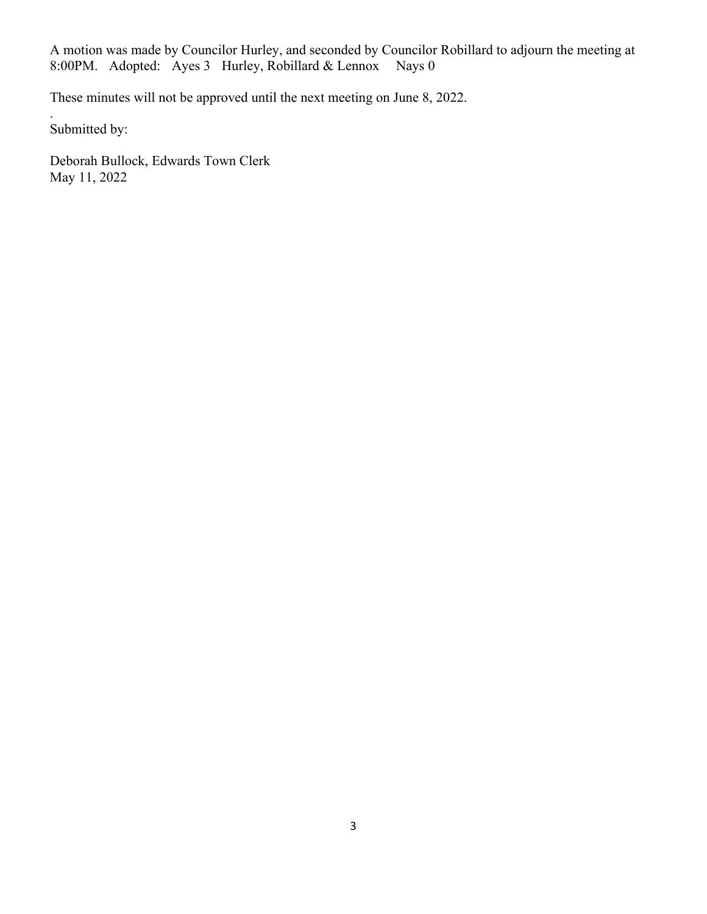A motion was made by Councilor Hurley, and seconded by Councilor Robillard to adjourn the meeting at 8:00PM. Adopted: Ayes 3 Hurley, Robillard & Lennox Nays 0

These minutes will not be approved until the next meeting on June 8, 2022.

.
Submitted by:

Deborah Bullock, Edwards Town Clerk
May 11, 2022